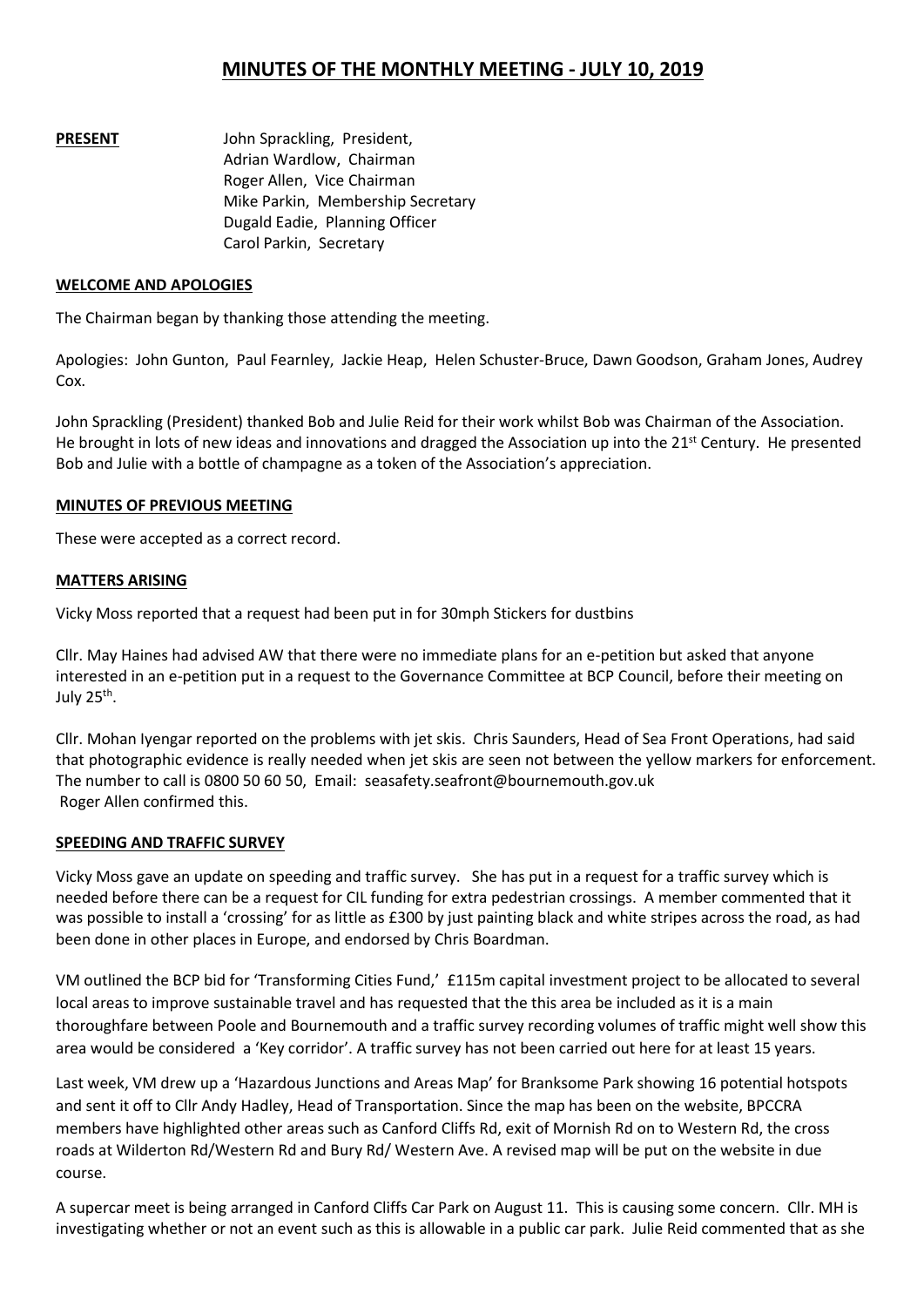# MINUTES OF THE MONTHLY MEETING - JULY 10, 2019

**PRESENT**

John Sprackling, President,
Adrian Wardlow, Chairman
Roger Allen, Vice Chairman
Mike Parkin, Membership Secretary
Dugald Eadie, Planning Officer
Carol Parkin, Secretary

## WELCOME AND APOLOGIES

The Chairman began by thanking those attending the meeting.

Apologies: John Gunton, Paul Fearnley, Jackie Heap, Helen Schuster-Bruce, Dawn Goodson, Graham Jones, Audrey Cox.

John Sprackling (President) thanked Bob and Julie Reid for their work whilst Bob was Chairman of the Association. He brought in lots of new ideas and innovations and dragged the Association up into the 21st Century. He presented Bob and Julie with a bottle of champagne as a token of the Association's appreciation.

## MINUTES OF PREVIOUS MEETING

These were accepted as a correct record.

## MATTERS ARISING

Vicky Moss reported that a request had been put in for 30mph Stickers for dustbins

Cllr. May Haines had advised AW that there were no immediate plans for an e-petition but asked that anyone interested in an e-petition put in a request to the Governance Committee at BCP Council, before their meeting on July 25th.

Cllr. Mohan Iyengar reported on the problems with jet skis. Chris Saunders, Head of Sea Front Operations, had said that photographic evidence is really needed when jet skis are seen not between the yellow markers for enforcement. The number to call is 0800 50 60 50, Email: seasafety.seafront@bournemouth.gov.uk
Roger Allen confirmed this.

## SPEEDING AND TRAFFIC SURVEY

Vicky Moss gave an update on speeding and traffic survey. She has put in a request for a traffic survey which is needed before there can be a request for CIL funding for extra pedestrian crossings. A member commented that it was possible to install a 'crossing' for as little as £300 by just painting black and white stripes across the road, as had been done in other places in Europe, and endorsed by Chris Boardman.

VM outlined the BCP bid for 'Transforming Cities Fund,' £115m capital investment project to be allocated to several local areas to improve sustainable travel and has requested that the this area be included as it is a main thoroughfare between Poole and Bournemouth and a traffic survey recording volumes of traffic might well show this area would be considered a 'Key corridor'. A traffic survey has not been carried out here for at least 15 years.

Last week, VM drew up a 'Hazardous Junctions and Areas Map' for Branksome Park showing 16 potential hotspots and sent it off to Cllr Andy Hadley, Head of Transportation. Since the map has been on the website, BPCCRA members have highlighted other areas such as Canford Cliffs Rd, exit of Mornish Rd on to Western Rd, the cross roads at Wilderton Rd/Western Rd and Bury Rd/ Western Ave. A revised map will be put on the website in due course.

A supercar meet is being arranged in Canford Cliffs Car Park on August 11. This is causing some concern. Cllr. MH is investigating whether or not an event such as this is allowable in a public car park. Julie Reid commented that as she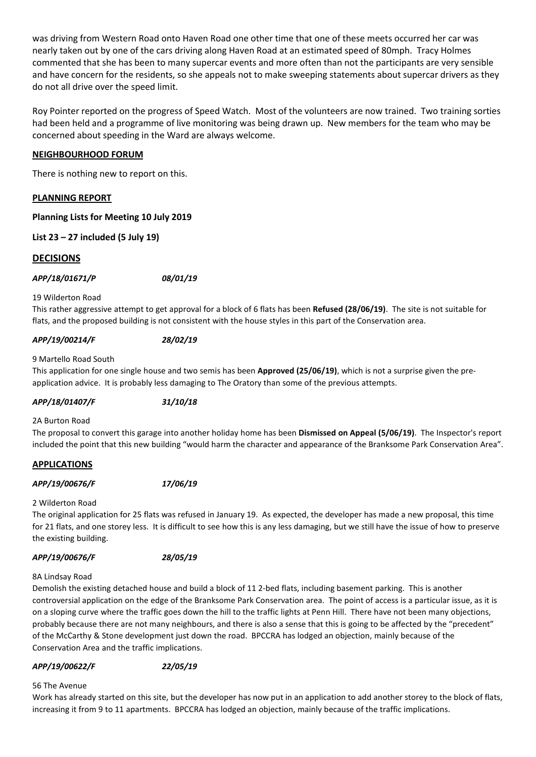was driving from Western Road onto Haven Road one other time that one of these meets occurred her car was nearly taken out by one of the cars driving along Haven Road at an estimated speed of 80mph. Tracy Holmes commented that she has been to many supercar events and more often than not the participants are very sensible and have concern for the residents, so she appeals not to make sweeping statements about supercar drivers as they do not all drive over the speed limit.

Roy Pointer reported on the progress of Speed Watch. Most of the volunteers are now trained. Two training sorties had been held and a programme of live monitoring was being drawn up. New members for the team who may be concerned about speeding in the Ward are always welcome.

**NEIGHBOURHOOD FORUM**

There is nothing new to report on this.

**PLANNING REPORT**

**Planning Lists for Meeting 10 July 2019**

**List 23 – 27 included (5 July 19)**

## DECISIONS

***APP/18/01671/P*** ***08/01/19***

19 Wilderton Road
This rather aggressive attempt to get approval for a block of 6 flats has been **Refused (28/06/19)**. The site is not suitable for flats, and the proposed building is not consistent with the house styles in this part of the Conservation area.

***APP/19/00214/F*** ***28/02/19***

9 Martello Road South
This application for one single house and two semis has been **Approved (25/06/19)**, which is not a surprise given the pre-application advice. It is probably less damaging to The Oratory than some of the previous attempts.

***APP/18/01407/F*** ***31/10/18***

2A Burton Road
The proposal to convert this garage into another holiday home has been **Dismissed on Appeal (5/06/19)**. The Inspector's report included the point that this new building "would harm the character and appearance of the Branksome Park Conservation Area".

## APPLICATIONS

***APP/19/00676/F*** ***17/06/19***

2 Wilderton Road
The original application for 25 flats was refused in January 19. As expected, the developer has made a new proposal, this time for 21 flats, and one storey less. It is difficult to see how this is any less damaging, but we still have the issue of how to preserve the existing building.

***APP/19/00676/F*** ***28/05/19***

8A Lindsay Road
Demolish the existing detached house and build a block of 11 2-bed flats, including basement parking. This is another controversial application on the edge of the Branksome Park Conservation area. The point of access is a particular issue, as it is on a sloping curve where the traffic goes down the hill to the traffic lights at Penn Hill. There have not been many objections, probably because there are not many neighbours, and there is also a sense that this is going to be affected by the "precedent" of the McCarthy & Stone development just down the road. BPCCRA has lodged an objection, mainly because of the Conservation Area and the traffic implications.

***APP/19/00622/F*** ***22/05/19***

56 The Avenue
Work has already started on this site, but the developer has now put in an application to add another storey to the block of flats, increasing it from 9 to 11 apartments. BPCCRA has lodged an objection, mainly because of the traffic implications.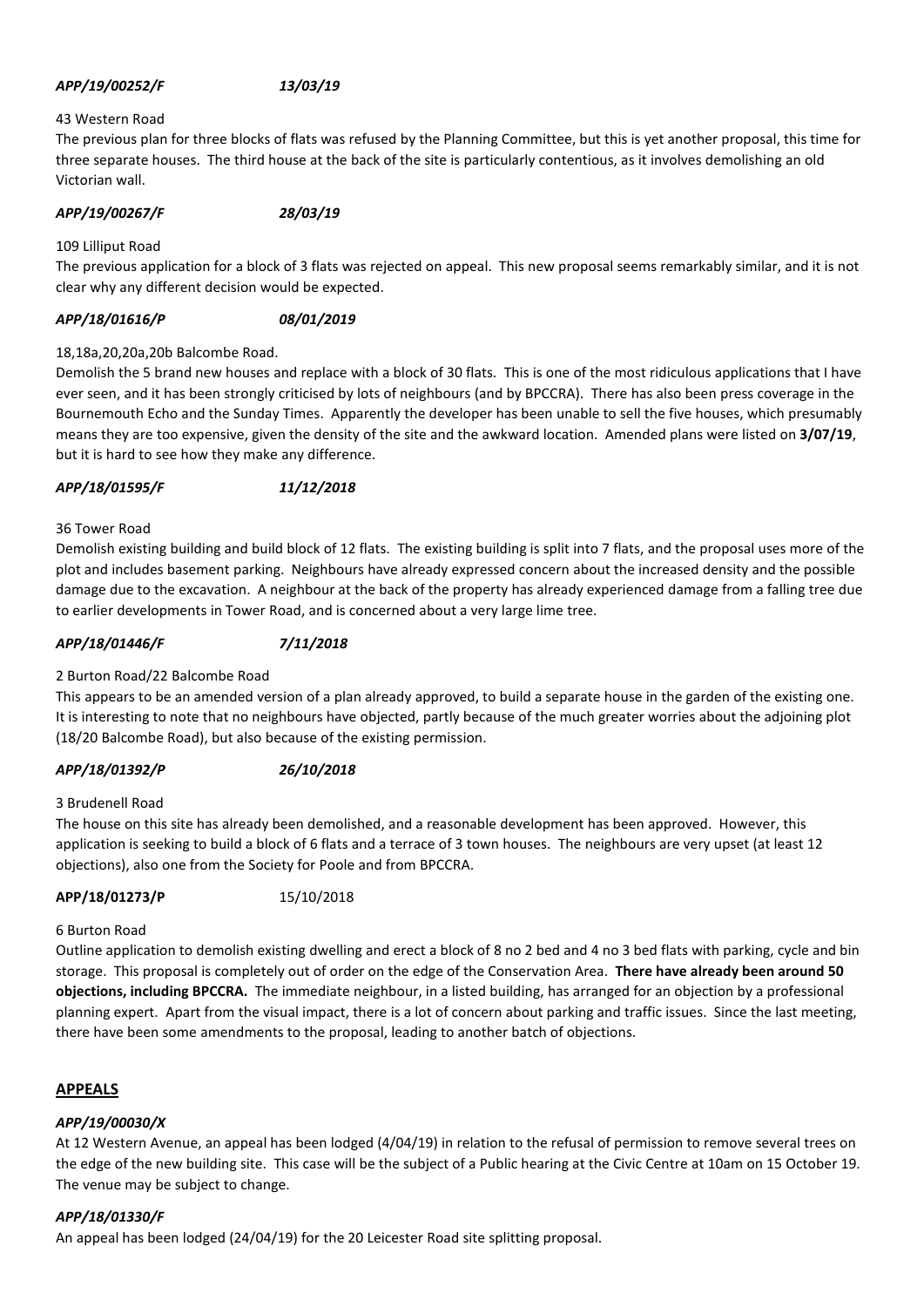***APP/19/00252/F*** ***13/03/19***

43 Western Road

The previous plan for three blocks of flats was refused by the Planning Committee, but this is yet another proposal, this time for three separate houses. The third house at the back of the site is particularly contentious, as it involves demolishing an old Victorian wall.

***APP/19/00267/F*** ***28/03/19***

109 Lilliput Road

The previous application for a block of 3 flats was rejected on appeal. This new proposal seems remarkably similar, and it is not clear why any different decision would be expected.

***APP/18/01616/P*** ***08/01/2019***

18,18a,20,20a,20b Balcombe Road.

Demolish the 5 brand new houses and replace with a block of 30 flats. This is one of the most ridiculous applications that I have ever seen, and it has been strongly criticised by lots of neighbours (and by BPCCRA). There has also been press coverage in the Bournemouth Echo and the Sunday Times. Apparently the developer has been unable to sell the five houses, which presumably means they are too expensive, given the density of the site and the awkward location. Amended plans were listed on **3/07/19**, but it is hard to see how they make any difference.

***APP/18/01595/F*** ***11/12/2018***

36 Tower Road

Demolish existing building and build block of 12 flats. The existing building is split into 7 flats, and the proposal uses more of the plot and includes basement parking. Neighbours have already expressed concern about the increased density and the possible damage due to the excavation. A neighbour at the back of the property has already experienced damage from a falling tree due to earlier developments in Tower Road, and is concerned about a very large lime tree.

***APP/18/01446/F*** ***7/11/2018***

2 Burton Road/22 Balcombe Road

This appears to be an amended version of a plan already approved, to build a separate house in the garden of the existing one. It is interesting to note that no neighbours have objected, partly because of the much greater worries about the adjoining plot (18/20 Balcombe Road), but also because of the existing permission.

***APP/18/01392/P*** ***26/10/2018***

3 Brudenell Road

The house on this site has already been demolished, and a reasonable development has been approved. However, this application is seeking to build a block of 6 flats and a terrace of 3 town houses. The neighbours are very upset (at least 12 objections), also one from the Society for Poole and from BPCCRA.

**APP/18/01273/P** 15/10/2018

6 Burton Road

Outline application to demolish existing dwelling and erect a block of 8 no 2 bed and 4 no 3 bed flats with parking, cycle and bin storage. This proposal is completely out of order on the edge of the Conservation Area. **There have already been around 50 objections, including BPCCRA.** The immediate neighbour, in a listed building, has arranged for an objection by a professional planning expert. Apart from the visual impact, there is a lot of concern about parking and traffic issues. Since the last meeting, there have been some amendments to the proposal, leading to another batch of objections.

## APPEALS

***APP/19/00030/X***

At 12 Western Avenue, an appeal has been lodged (4/04/19) in relation to the refusal of permission to remove several trees on the edge of the new building site. This case will be the subject of a Public hearing at the Civic Centre at 10am on 15 October 19. The venue may be subject to change.

***APP/18/01330/F***

An appeal has been lodged (24/04/19) for the 20 Leicester Road site splitting proposal.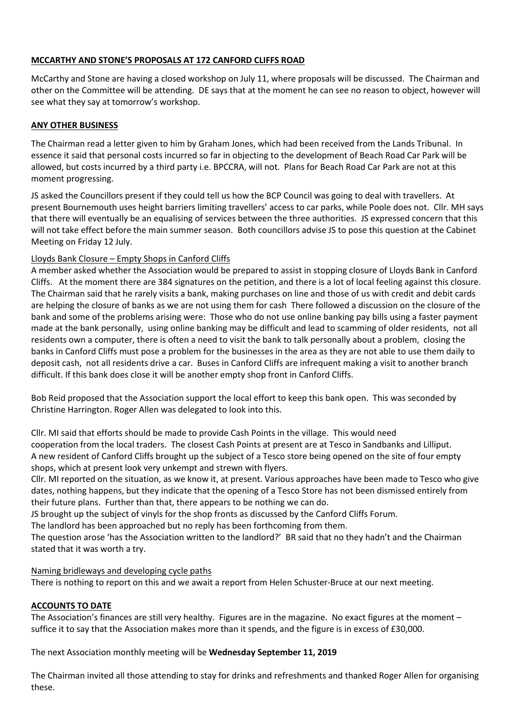**MCCARTHY AND STONE'S PROPOSALS AT 172 CANFORD CLIFFS ROAD**

McCarthy and Stone are having a closed workshop on July 11, where proposals will be discussed. The Chairman and other on the Committee will be attending. DE says that at the moment he can see no reason to object, however will see what they say at tomorrow's workshop.

**ANY OTHER BUSINESS**

The Chairman read a letter given to him by Graham Jones, which had been received from the Lands Tribunal. In essence it said that personal costs incurred so far in objecting to the development of Beach Road Car Park will be allowed, but costs incurred by a third party i.e. BPCCRA, will not. Plans for Beach Road Car Park are not at this moment progressing.

JS asked the Councillors present if they could tell us how the BCP Council was going to deal with travellers. At present Bournemouth uses height barriers limiting travellers' access to car parks, while Poole does not. Cllr. MH says that there will eventually be an equalising of services between the three authorities. JS expressed concern that this will not take effect before the main summer season. Both councillors advise JS to pose this question at the Cabinet Meeting on Friday 12 July.

Lloyds Bank Closure – Empty Shops in Canford Cliffs

A member asked whether the Association would be prepared to assist in stopping closure of Lloyds Bank in Canford Cliffs. At the moment there are 384 signatures on the petition, and there is a lot of local feeling against this closure. The Chairman said that he rarely visits a bank, making purchases on line and those of us with credit and debit cards are helping the closure of banks as we are not using them for cash There followed a discussion on the closure of the bank and some of the problems arising were: Those who do not use online banking pay bills using a faster payment made at the bank personally, using online banking may be difficult and lead to scamming of older residents, not all residents own a computer, there is often a need to visit the bank to talk personally about a problem, closing the banks in Canford Cliffs must pose a problem for the businesses in the area as they are not able to use them daily to deposit cash, not all residents drive a car. Buses in Canford Cliffs are infrequent making a visit to another branch difficult. If this bank does close it will be another empty shop front in Canford Cliffs.

Bob Reid proposed that the Association support the local effort to keep this bank open. This was seconded by Christine Harrington. Roger Allen was delegated to look into this.

Cllr. MI said that efforts should be made to provide Cash Points in the village. This would need cooperation from the local traders. The closest Cash Points at present are at Tesco in Sandbanks and Lilliput.
A new resident of Canford Cliffs brought up the subject of a Tesco store being opened on the site of four empty shops, which at present look very unkempt and strewn with flyers.
Cllr. MI reported on the situation, as we know it, at present. Various approaches have been made to Tesco who give dates, nothing happens, but they indicate that the opening of a Tesco Store has not been dismissed entirely from their future plans. Further than that, there appears to be nothing we can do.
JS brought up the subject of vinyls for the shop fronts as discussed by the Canford Cliffs Forum.
The landlord has been approached but no reply has been forthcoming from them.
The question arose 'has the Association written to the landlord?' BR said that no they hadn't and the Chairman stated that it was worth a try.

Naming bridleways and developing cycle paths

There is nothing to report on this and we await a report from Helen Schuster-Bruce at our next meeting.

**ACCOUNTS TO DATE**

The Association's finances are still very healthy. Figures are in the magazine. No exact figures at the moment – suffice it to say that the Association makes more than it spends, and the figure is in excess of £30,000.

The next Association monthly meeting will be **Wednesday September 11, 2019**

The Chairman invited all those attending to stay for drinks and refreshments and thanked Roger Allen for organising these.